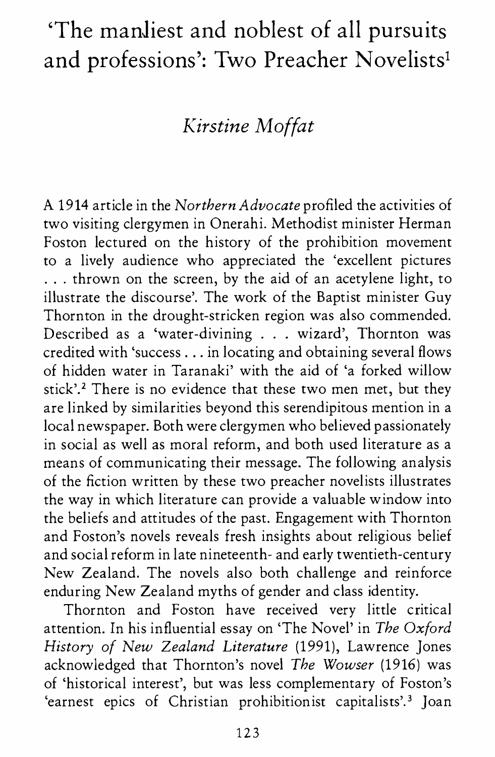# 'The manliest and noblest of all pursuits and professions': Two Preacher Novelists[1]

*Kirstine Moffat*

A 1914 article in the *Northern Advocate* profiled the activities of two visiting clergymen in Onerahi. Methodist minister Herman Foston lectured on the history of the prohibition movement to a lively audience who appreciated the 'excellent pictures . . . thrown on the screen, by the aid of an acetylene light, to illustrate the discourse'. The work of the Baptist minister Guy Thornton in the drought-stricken region was also commended. Described as a 'water-divining . . . wizard', Thornton was credited with 'success . . . in locating and obtaining several flows of hidden water in Taranaki' with the aid of 'a forked willow stick'.[2] There is no evidence that these two men met, but they are linked by similarities beyond this serendipitous mention in a local newspaper. Both were clergymen who believed passionately in social as well as moral reform, and both used literature as a means of communicating their message. The following analysis of the fiction written by these two preacher novelists illustrates the way in which literature can provide a valuable window into the beliefs and attitudes of the past. Engagement with Thornton and Foston's novels reveals fresh insights about religious belief and social reform in late nineteenth- and early twentieth-century New Zealand. The novels also both challenge and reinforce enduring New Zealand myths of gender and class identity.

Thornton and Foston have received very little critical attention. In his influential essay on 'The Novel' in *The Oxford History of New Zealand Literature* (1991), Lawrence Jones acknowledged that Thornton's novel *The Wowser* (1916) was of 'historical interest', but was less complementary of Foston's 'earnest epics of Christian prohibitionist capitalists'.[3] Joan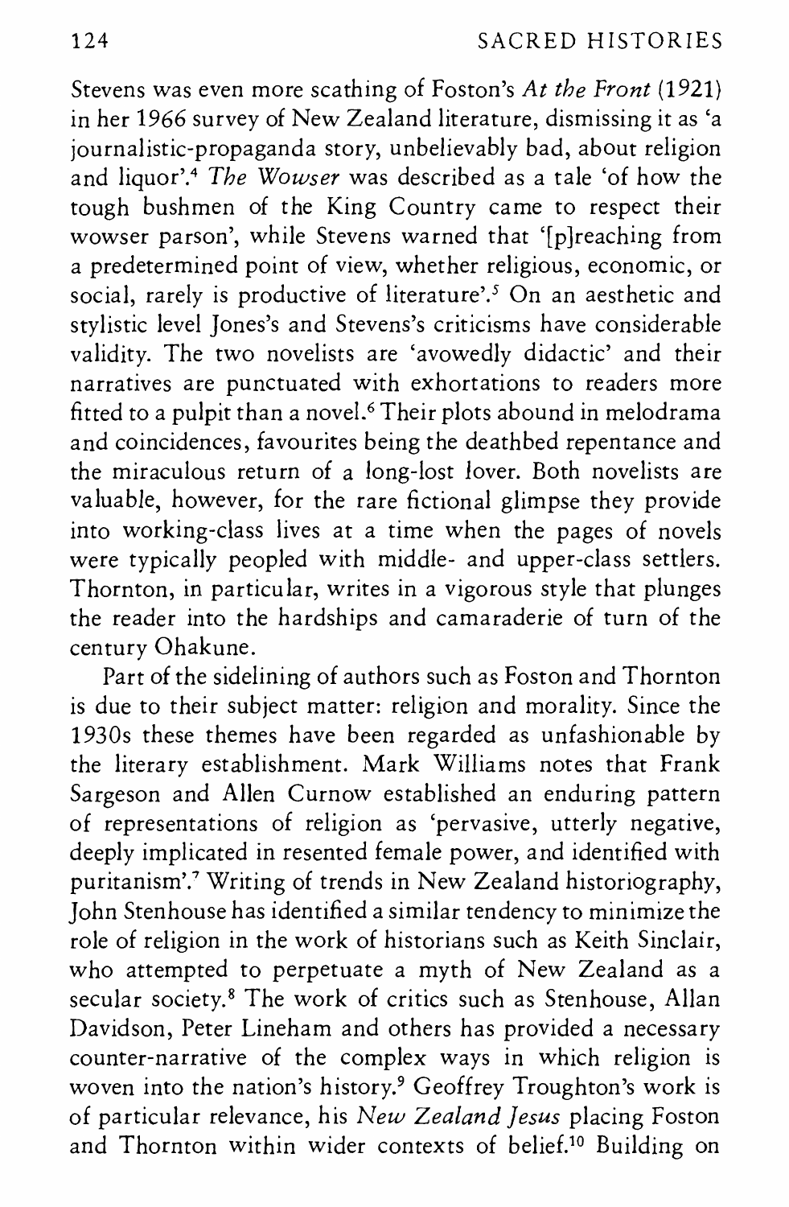Stevens was even more scathing of Foston's *At the Front* (1921) in her 1966 survey of New Zealand literature, dismissing it as 'a journalistic-propaganda story, unbelievably bad, about religion and liquor'.[4] *The Wowser* was described as a tale 'of how the tough bushmen of the King Country came to respect their wowser parson', while Stevens warned that '[p]reaching from a predetermined point of view, whether religious, economic, or social, rarely is productive of literature'.[5] On an aesthetic and stylistic level Jones's and Stevens's criticisms have considerable validity. The two novelists are 'avowedly didactic' and their narratives are punctuated with exhortations to readers more fitted to a pulpit than a novel.[6] Their plots abound in melodrama and coincidences, favourites being the deathbed repentance and the miraculous return of a long-lost lover. Both novelists are valuable, however, for the rare fictional glimpse they provide into working-class lives at a time when the pages of novels were typically peopled with middle- and upper-class settlers. Thornton, in particular, writes in a vigorous style that plunges the reader into the hardships and camaraderie of turn of the century Ohakune.

Part of the sidelining of authors such as Foston and Thornton is due to their subject matter: religion and morality. Since the 1930s these themes have been regarded as unfashionable by the literary establishment. Mark Williams notes that Frank Sargeson and Allen Curnow established an enduring pattern of representations of religion as 'pervasive, utterly negative, deeply implicated in resented female power, and identified with puritanism'.[7] Writing of trends in New Zealand historiography, John Stenhouse has identified a similar tendency to minimize the role of religion in the work of historians such as Keith Sinclair, who attempted to perpetuate a myth of New Zealand as a secular society.[8] The work of critics such as Stenhouse, Allan Davidson, Peter Lineham and others has provided a necessary counter-narrative of the complex ways in which religion is woven into the nation's history.[9] Geoffrey Troughton's work is of particular relevance, his *New Zealand Jesus* placing Foston and Thornton within wider contexts of belief.[10] Building on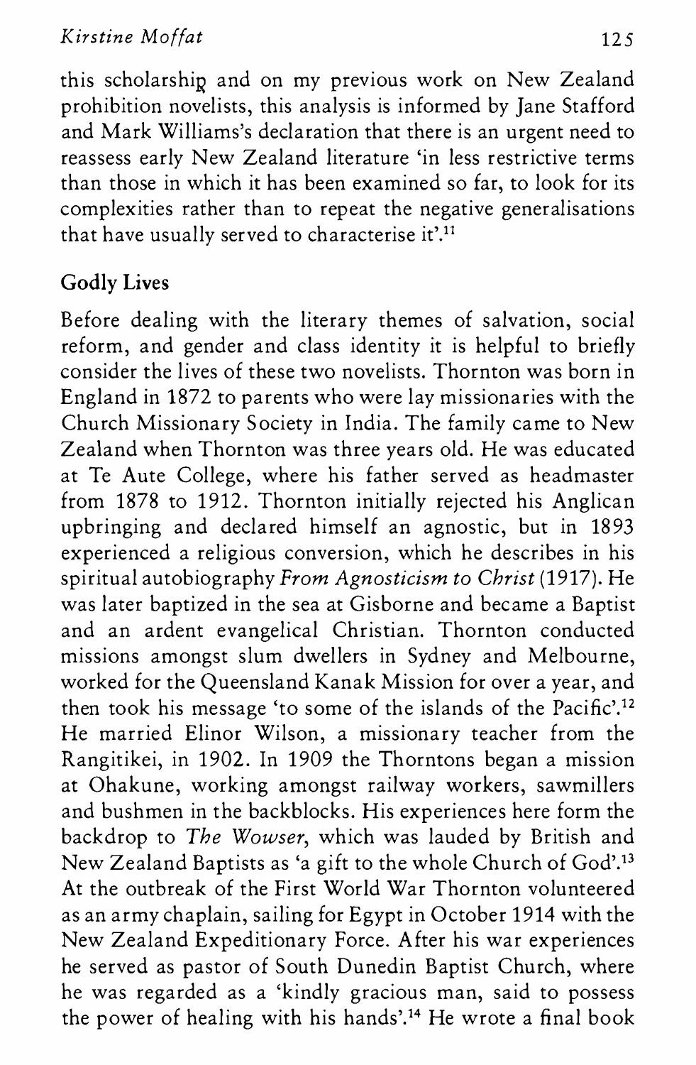this scholarship and on my previous work on New Zealand prohibition novelists, this analysis is informed by Jane Stafford and Mark Williams's declaration that there is an urgent need to reassess early New Zealand literature 'in less restrictive terms than those in which it has been examined so far, to look for its complexities rather than to repeat the negative generalisations that have usually served to characterise it'.[11]

## Godly Lives

Before dealing with the literary themes of salvation, social reform, and gender and class identity it is helpful to briefly consider the lives of these two novelists. Thornton was born in England in 1872 to parents who were lay missionaries with the Church Missionary Society in India. The family came to New Zealand when Thornton was three years old. He was educated at Te Aute College, where his father served as headmaster from 1878 to 1912. Thornton initially rejected his Anglican upbringing and declared himself an agnostic, but in 1893 experienced a religious conversion, which he describes in his spiritual autobiography *From Agnosticism to Christ* (1917). He was later baptized in the sea at Gisborne and became a Baptist and an ardent evangelical Christian. Thornton conducted missions amongst slum dwellers in Sydney and Melbourne, worked for the Queensland Kanak Mission for over a year, and then took his message 'to some of the islands of the Pacific'.[12] He married Elinor Wilson, a missionary teacher from the Rangitikei, in 1902. In 1909 the Thorntons began a mission at Ohakune, working amongst railway workers, sawmillers and bushmen in the backblocks. His experiences here form the backdrop to *The Wowser*, which was lauded by British and New Zealand Baptists as 'a gift to the whole Church of God'.[13] At the outbreak of the First World War Thornton volunteered as an army chaplain, sailing for Egypt in October 1914 with the New Zealand Expeditionary Force. After his war experiences he served as pastor of South Dunedin Baptist Church, where he was regarded as a 'kindly gracious man, said to possess the power of healing with his hands'.[14] He wrote a final book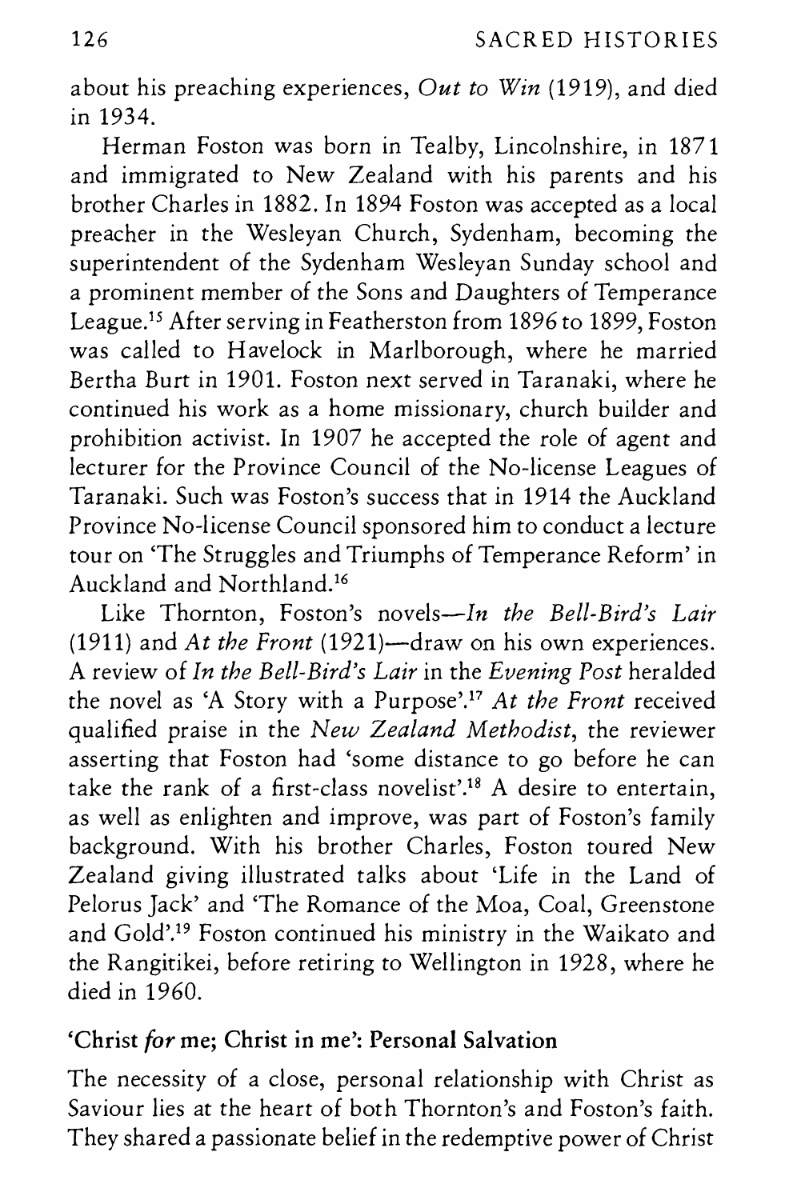about his preaching experiences, *Out to Win* (1919), and died in 1934.

Herman Foston was born in Tealby, Lincolnshire, in 1871 and immigrated to New Zealand with his parents and his brother Charles in 1882. In 1894 Foston was accepted as a local preacher in the Wesleyan Church, Sydenham, becoming the superintendent of the Sydenham Wesleyan Sunday school and a prominent member of the Sons and Daughters of Temperance League.[15] After serving in Featherston from 1896 to 1899, Foston was called to Havelock in Marlborough, where he married Bertha Burt in 1901. Foston next served in Taranaki, where he continued his work as a home missionary, church builder and prohibition activist. In 1907 he accepted the role of agent and lecturer for the Province Council of the No-license Leagues of Taranaki. Such was Foston's success that in 1914 the Auckland Province No-license Council sponsored him to conduct a lecture tour on 'The Struggles and Triumphs of Temperance Reform' in Auckland and Northland.[16]

Like Thornton, Foston's novels—*In the Bell-Bird's Lair* (1911) and *At the Front* (1921)—draw on his own experiences. A review of *In the Bell-Bird's Lair* in the *Evening Post* heralded the novel as 'A Story with a Purpose'.[17] *At the Front* received qualified praise in the *New Zealand Methodist*, the reviewer asserting that Foston had 'some distance to go before he can take the rank of a first-class novelist'.[18] A desire to entertain, as well as enlighten and improve, was part of Foston's family background. With his brother Charles, Foston toured New Zealand giving illustrated talks about 'Life in the Land of Pelorus Jack' and 'The Romance of the Moa, Coal, Greenstone and Gold'.[19] Foston continued his ministry in the Waikato and the Rangitikei, before retiring to Wellington in 1928, where he died in 1960.

### 'Christ *for* me; Christ in me': Personal Salvation

The necessity of a close, personal relationship with Christ as Saviour lies at the heart of both Thornton's and Foston's faith. They shared a passionate belief in the redemptive power of Christ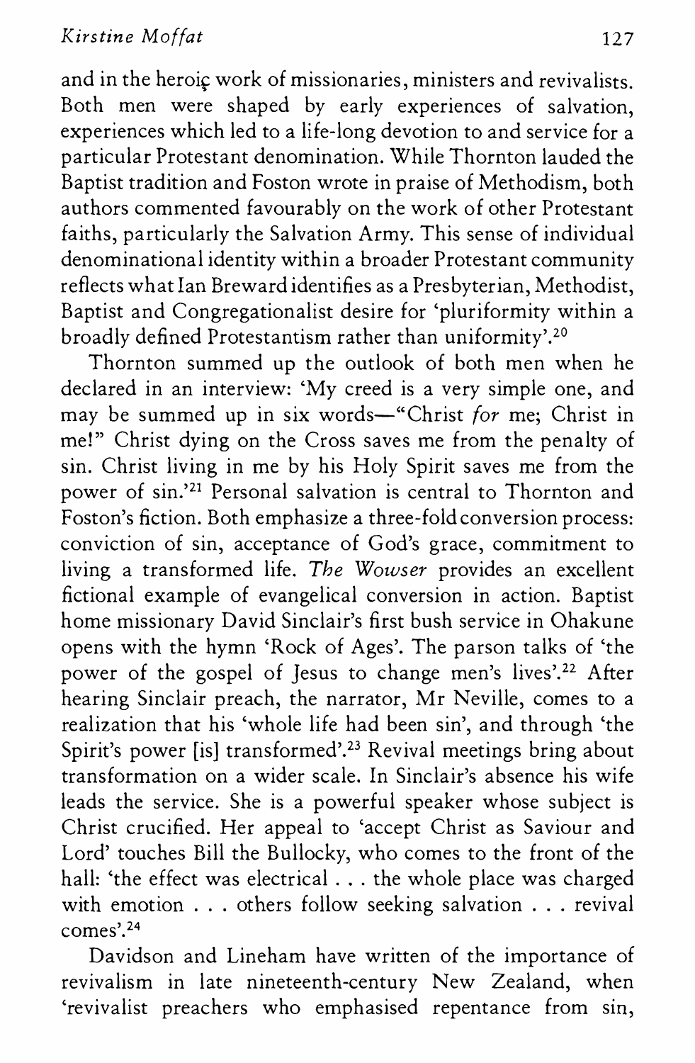and in the heroiç work of missionaries, ministers and revivalists. Both men were shaped by early experiences of salvation, experiences which led to a life-long devotion to and service for a particular Protestant denomination. While Thornton lauded the Baptist tradition and Foston wrote in praise of Methodism, both authors commented favourably on the work of other Protestant faiths, particularly the Salvation Army. This sense of individual denominational identity within a broader Protestant community reflects what Ian Breward identifies as a Presbyterian, Methodist, Baptist and Congregationalist desire for 'pluriformity within a broadly defined Protestantism rather than uniformity'.[20]

Thornton summed up the outlook of both men when he declared in an interview: 'My creed is a very simple one, and may be summed up in six words—"Christ *for* me; Christ in me!" Christ dying on the Cross saves me from the penalty of sin. Christ living in me by his Holy Spirit saves me from the power of sin.'[21] Personal salvation is central to Thornton and Foston's fiction. Both emphasize a three-fold conversion process: conviction of sin, acceptance of God's grace, commitment to living a transformed life. *The Wowser* provides an excellent fictional example of evangelical conversion in action. Baptist home missionary David Sinclair's first bush service in Ohakune opens with the hymn 'Rock of Ages'. The parson talks of 'the power of the gospel of Jesus to change men's lives'.[22] After hearing Sinclair preach, the narrator, Mr Neville, comes to a realization that his 'whole life had been sin', and through 'the Spirit's power [is] transformed'.[23] Revival meetings bring about transformation on a wider scale. In Sinclair's absence his wife leads the service. She is a powerful speaker whose subject is Christ crucified. Her appeal to 'accept Christ as Saviour and Lord' touches Bill the Bullocky, who comes to the front of the hall: 'the effect was electrical . . . the whole place was charged with emotion . . . others follow seeking salvation . . . revival comes'.[24]

Davidson and Lineham have written of the importance of revivalism in late nineteenth-century New Zealand, when 'revivalist preachers who emphasised repentance from sin,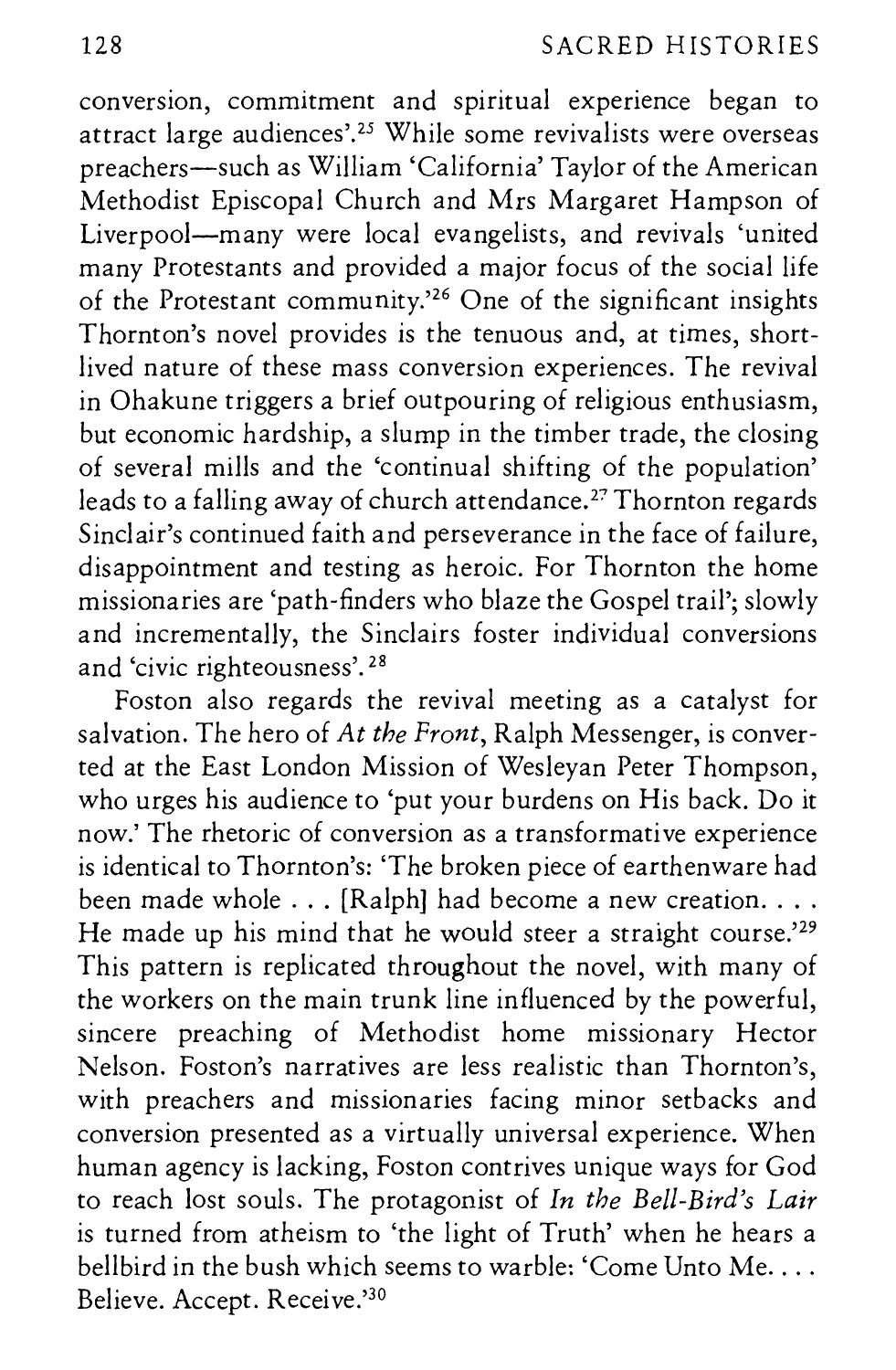conversion, commitment and spiritual experience began to attract large audiences'.[25] While some revivalists were overseas preachers—such as William 'California' Taylor of the American Methodist Episcopal Church and Mrs Margaret Hampson of Liverpool—many were local evangelists, and revivals 'united many Protestants and provided a major focus of the social life of the Protestant community.'[26] One of the significant insights Thornton's novel provides is the tenuous and, at times, short-lived nature of these mass conversion experiences. The revival in Ohakune triggers a brief outpouring of religious enthusiasm, but economic hardship, a slump in the timber trade, the closing of several mills and the 'continual shifting of the population' leads to a falling away of church attendance.[27] Thornton regards Sinclair's continued faith and perseverance in the face of failure, disappointment and testing as heroic. For Thornton the home missionaries are 'path-finders who blaze the Gospel trail'; slowly and incrementally, the Sinclairs foster individual conversions and 'civic righteousness'.[28]

Foston also regards the revival meeting as a catalyst for salvation. The hero of *At the Front*, Ralph Messenger, is converted at the East London Mission of Wesleyan Peter Thompson, who urges his audience to 'put your burdens on His back. Do it now.' The rhetoric of conversion as a transformative experience is identical to Thornton's: 'The broken piece of earthenware had been made whole . . . [Ralph] had become a new creation. . . . He made up his mind that he would steer a straight course.'[29] This pattern is replicated throughout the novel, with many of the workers on the main trunk line influenced by the powerful, sincere preaching of Methodist home missionary Hector Nelson. Foston's narratives are less realistic than Thornton's, with preachers and missionaries facing minor setbacks and conversion presented as a virtually universal experience. When human agency is lacking, Foston contrives unique ways for God to reach lost souls. The protagonist of *In the Bell-Bird's Lair* is turned from atheism to 'the light of Truth' when he hears a bellbird in the bush which seems to warble: 'Come Unto Me. . . . Believe. Accept. Receive.'[30]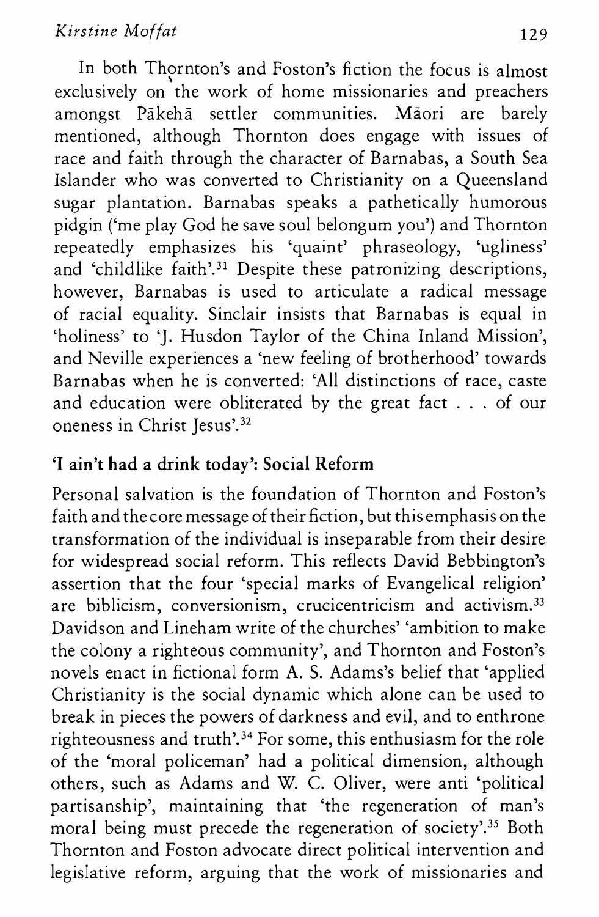In both Thornton's and Foston's fiction the focus is almost exclusively on the work of home missionaries and preachers amongst Pākehā settler communities. Māori are barely mentioned, although Thornton does engage with issues of race and faith through the character of Barnabas, a South Sea Islander who was converted to Christianity on a Queensland sugar plantation. Barnabas speaks a pathetically humorous pidgin ('me play God he save soul belongum you') and Thornton repeatedly emphasizes his 'quaint' phraseology, 'ugliness' and 'childlike faith'.[31] Despite these patronizing descriptions, however, Barnabas is used to articulate a radical message of racial equality. Sinclair insists that Barnabas is equal in 'holiness' to 'J. Husdon Taylor of the China Inland Mission', and Neville experiences a 'new feeling of brotherhood' towards Barnabas when he is converted: 'All distinctions of race, caste and education were obliterated by the great fact . . . of our oneness in Christ Jesus'.[32]

## 'I ain't had a drink today': Social Reform

Personal salvation is the foundation of Thornton and Foston's faith and the core message of their fiction, but this emphasis on the transformation of the individual is inseparable from their desire for widespread social reform. This reflects David Bebbington's assertion that the four 'special marks of Evangelical religion' are biblicism, conversionism, crucicentricism and activism.[33] Davidson and Lineham write of the churches' 'ambition to make the colony a righteous community', and Thornton and Foston's novels enact in fictional form A. S. Adams's belief that 'applied Christianity is the social dynamic which alone can be used to break in pieces the powers of darkness and evil, and to enthrone righteousness and truth'.[34] For some, this enthusiasm for the role of the 'moral policeman' had a political dimension, although others, such as Adams and W. C. Oliver, were anti 'political partisanship', maintaining that 'the regeneration of man's moral being must precede the regeneration of society'.[35] Both Thornton and Foston advocate direct political intervention and legislative reform, arguing that the work of missionaries and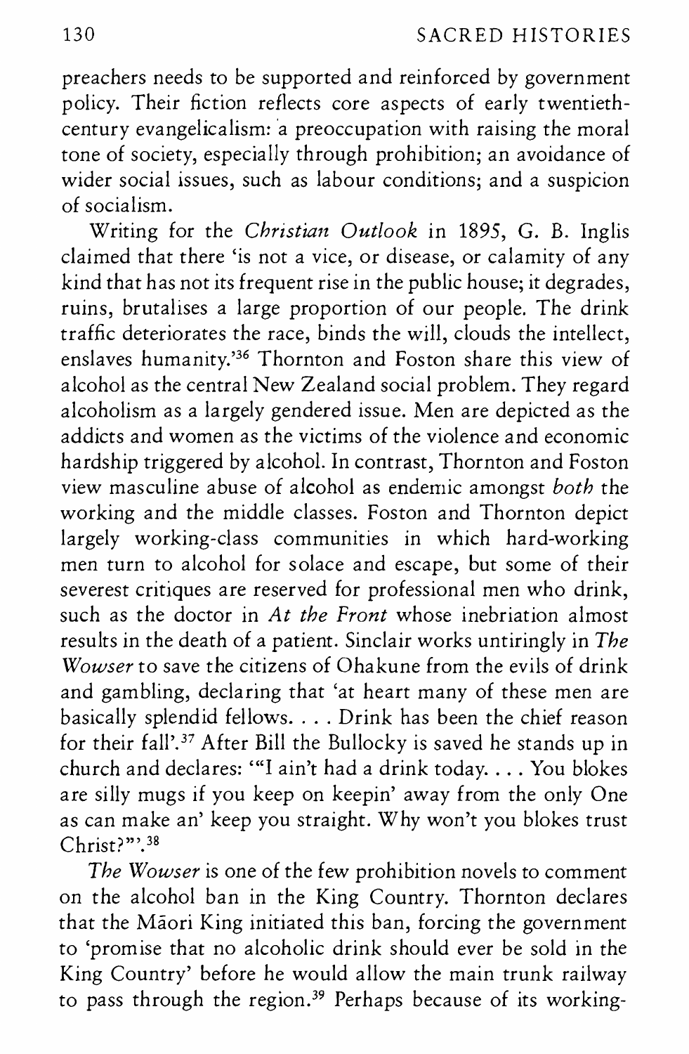preachers needs to be supported and reinforced by government policy. Their fiction reflects core aspects of early twentieth-century evangelicalism: a preoccupation with raising the moral tone of society, especially through prohibition; an avoidance of wider social issues, such as labour conditions; and a suspicion of socialism.

Writing for the *Christian Outlook* in 1895, G. B. Inglis claimed that there 'is not a vice, or disease, or calamity of any kind that has not its frequent rise in the public house; it degrades, ruins, brutalises a large proportion of our people. The drink traffic deteriorates the race, binds the will, clouds the intellect, enslaves humanity.'[36] Thornton and Foston share this view of alcohol as the central New Zealand social problem. They regard alcoholism as a largely gendered issue. Men are depicted as the addicts and women as the victims of the violence and economic hardship triggered by alcohol. In contrast, Thornton and Foston view masculine abuse of alcohol as endemic amongst *both* the working and the middle classes. Foston and Thornton depict largely working-class communities in which hard-working men turn to alcohol for solace and escape, but some of their severest critiques are reserved for professional men who drink, such as the doctor in *At the Front* whose inebriation almost results in the death of a patient. Sinclair works untiringly in *The Wowser* to save the citizens of Ohakune from the evils of drink and gambling, declaring that 'at heart many of these men are basically splendid fellows. . . . Drink has been the chief reason for their fall'.[37] After Bill the Bullocky is saved he stands up in church and declares: '"I ain't had a drink today. . . . You blokes are silly mugs if you keep on keepin' away from the only One as can make an' keep you straight. Why won't you blokes trust Christ?"'.[38]

*The Wowser* is one of the few prohibition novels to comment on the alcohol ban in the King Country. Thornton declares that the Māori King initiated this ban, forcing the government to 'promise that no alcoholic drink should ever be sold in the King Country' before he would allow the main trunk railway to pass through the region.[39] Perhaps because of its working-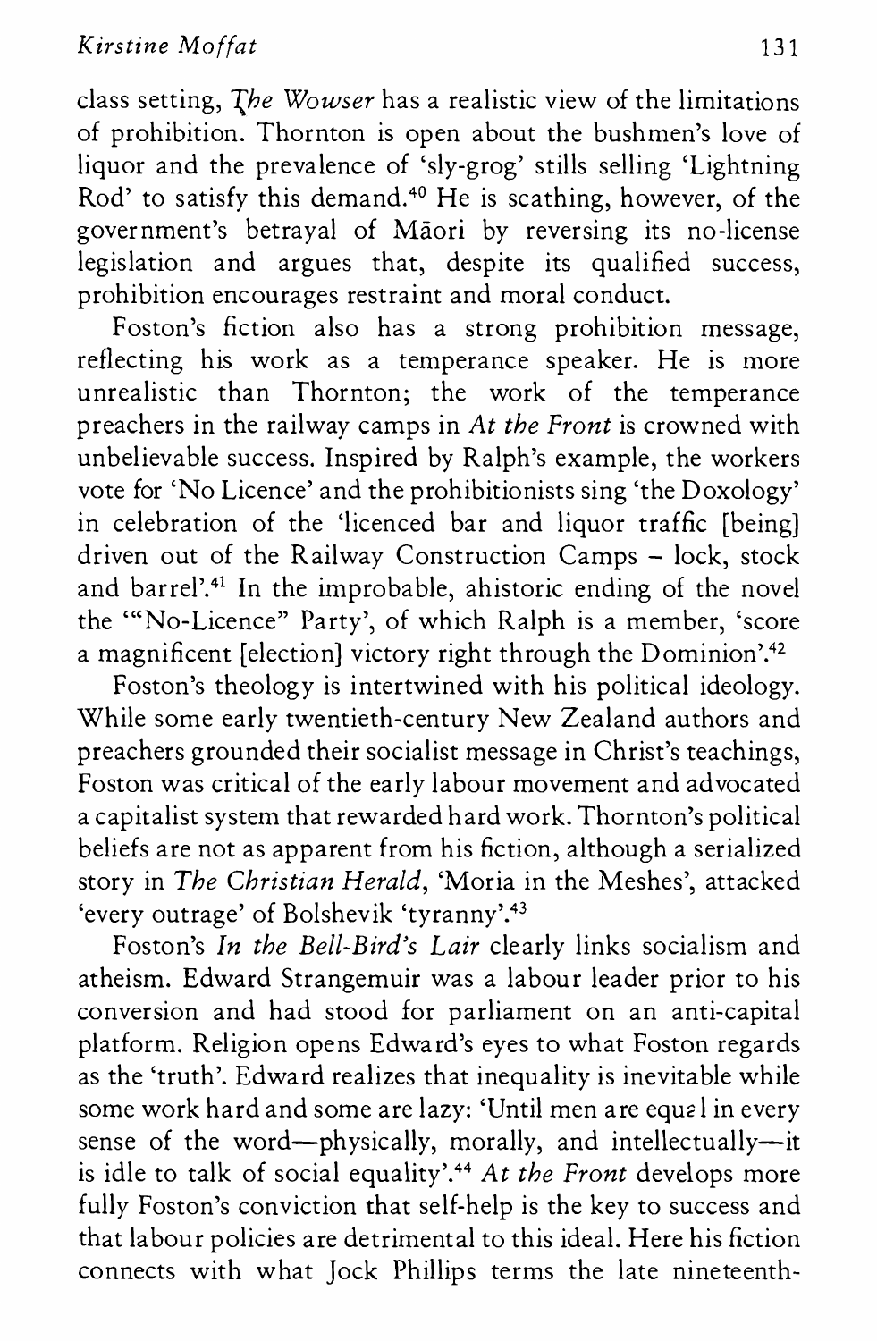class setting, *The Wowser* has a realistic view of the limitations of prohibition. Thornton is open about the bushmen's love of liquor and the prevalence of 'sly-grog' stills selling 'Lightning Rod' to satisfy this demand.[40] He is scathing, however, of the government's betrayal of Māori by reversing its no-license legislation and argues that, despite its qualified success, prohibition encourages restraint and moral conduct.

Foston's fiction also has a strong prohibition message, reflecting his work as a temperance speaker. He is more unrealistic than Thornton; the work of the temperance preachers in the railway camps in *At the Front* is crowned with unbelievable success. Inspired by Ralph's example, the workers vote for 'No Licence' and the prohibitionists sing 'the Doxology' in celebration of the 'licenced bar and liquor traffic [being] driven out of the Railway Construction Camps – lock, stock and barrel'.[41] In the improbable, ahistoric ending of the novel the '"No-Licence" Party', of which Ralph is a member, 'score a magnificent [election] victory right through the Dominion'.[42]

Foston's theology is intertwined with his political ideology. While some early twentieth-century New Zealand authors and preachers grounded their socialist message in Christ's teachings, Foston was critical of the early labour movement and advocated a capitalist system that rewarded hard work. Thornton's political beliefs are not as apparent from his fiction, although a serialized story in *The Christian Herald*, 'Moria in the Meshes', attacked 'every outrage' of Bolshevik 'tyranny'.[43]

Foston's *In the Bell-Bird's Lair* clearly links socialism and atheism. Edward Strangemuir was a labour leader prior to his conversion and had stood for parliament on an anti-capital platform. Religion opens Edward's eyes to what Foston regards as the 'truth'. Edward realizes that inequality is inevitable while some work hard and some are lazy: 'Until men are equal in every sense of the word—physically, morally, and intellectually—it is idle to talk of social equality'.[44] *At the Front* develops more fully Foston's conviction that self-help is the key to success and that labour policies are detrimental to this ideal. Here his fiction connects with what Jock Phillips terms the late nineteenth-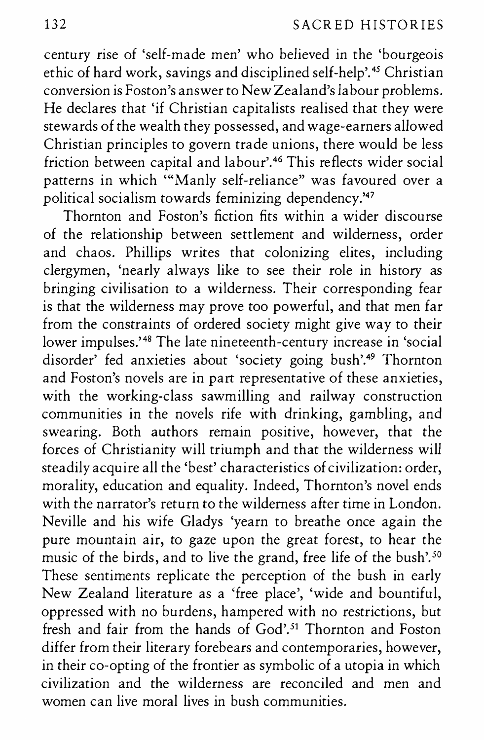century rise of 'self-made men' who believed in the 'bourgeois ethic of hard work, savings and disciplined self-help'.[45] Christian conversion is Foston's answer to New Zealand's labour problems. He declares that 'if Christian capitalists realised that they were stewards of the wealth they possessed, and wage-earners allowed Christian principles to govern trade unions, there would be less friction between capital and labour'.[46] This reflects wider social patterns in which '"Manly self-reliance" was favoured over a political socialism towards feminizing dependency.'[47]

Thornton and Foston's fiction fits within a wider discourse of the relationship between settlement and wilderness, order and chaos. Phillips writes that colonizing elites, including clergymen, 'nearly always like to see their role in history as bringing civilisation to a wilderness. Their corresponding fear is that the wilderness may prove too powerful, and that men far from the constraints of ordered society might give way to their lower impulses.'[48] The late nineteenth-century increase in 'social disorder' fed anxieties about 'society going bush'.[49] Thornton and Foston's novels are in part representative of these anxieties, with the working-class sawmilling and railway construction communities in the novels rife with drinking, gambling, and swearing. Both authors remain positive, however, that the forces of Christianity will triumph and that the wilderness will steadily acquire all the 'best' characteristics of civilization: order, morality, education and equality. Indeed, Thornton's novel ends with the narrator's return to the wilderness after time in London. Neville and his wife Gladys 'yearn to breathe once again the pure mountain air, to gaze upon the great forest, to hear the music of the birds, and to live the grand, free life of the bush'.[50] These sentiments replicate the perception of the bush in early New Zealand literature as a 'free place', 'wide and bountiful, oppressed with no burdens, hampered with no restrictions, but fresh and fair from the hands of God'.[51] Thornton and Foston differ from their literary forebears and contemporaries, however, in their co-opting of the frontier as symbolic of a utopia in which civilization and the wilderness are reconciled and men and women can live moral lives in bush communities.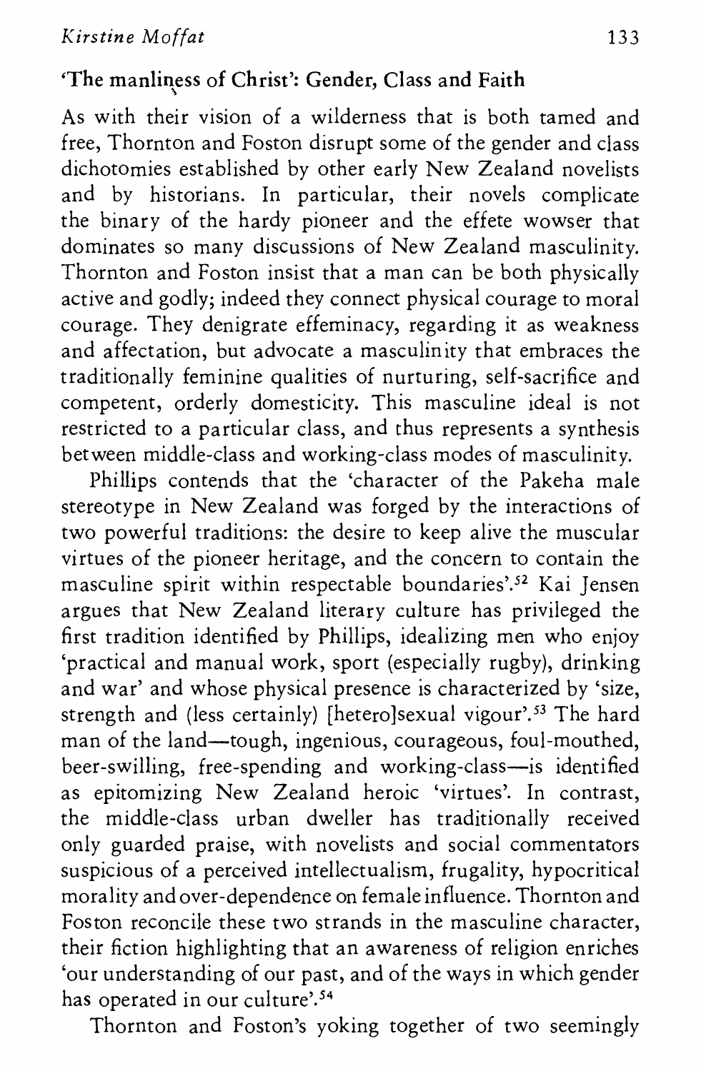## 'The manliness of Christ': Gender, Class and Faith

As with their vision of a wilderness that is both tamed and free, Thornton and Foston disrupt some of the gender and class dichotomies established by other early New Zealand novelists and by historians. In particular, their novels complicate the binary of the hardy pioneer and the effete wowser that dominates so many discussions of New Zealand masculinity. Thornton and Foston insist that a man can be both physically active and godly; indeed they connect physical courage to moral courage. They denigrate effeminacy, regarding it as weakness and affectation, but advocate a masculinity that embraces the traditionally feminine qualities of nurturing, self-sacrifice and competent, orderly domesticity. This masculine ideal is not restricted to a particular class, and thus represents a synthesis between middle-class and working-class modes of masculinity.

Phillips contends that the 'character of the Pakeha male stereotype in New Zealand was forged by the interactions of two powerful traditions: the desire to keep alive the muscular virtues of the pioneer heritage, and the concern to contain the masculine spirit within respectable boundaries'.[52] Kai Jensen argues that New Zealand literary culture has privileged the first tradition identified by Phillips, idealizing men who enjoy 'practical and manual work, sport (especially rugby), drinking and war' and whose physical presence is characterized by 'size, strength and (less certainly) [hetero]sexual vigour'.[53] The hard man of the land—tough, ingenious, courageous, foul-mouthed, beer-swilling, free-spending and working-class—is identified as epitomizing New Zealand heroic 'virtues'. In contrast, the middle-class urban dweller has traditionally received only guarded praise, with novelists and social commentators suspicious of a perceived intellectualism, frugality, hypocritical morality and over-dependence on female influence. Thornton and Foston reconcile these two strands in the masculine character, their fiction highlighting that an awareness of religion enriches 'our understanding of our past, and of the ways in which gender has operated in our culture'.[54]

Thornton and Foston's yoking together of two seemingly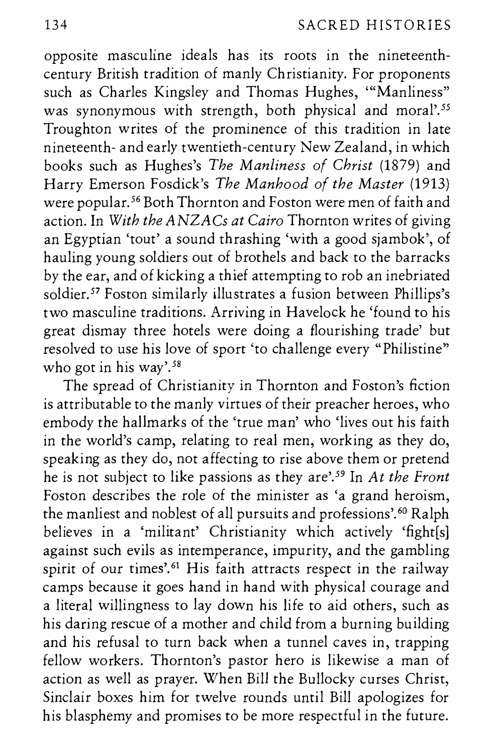opposite masculine ideals has its roots in the nineteenth-century British tradition of manly Christianity. For proponents such as Charles Kingsley and Thomas Hughes, '"Manliness" was synonymous with strength, both physical and moral'.[55] Troughton writes of the prominence of this tradition in late nineteenth- and early twentieth-century New Zealand, in which books such as Hughes's *The Manliness of Christ* (1879) and Harry Emerson Fosdick's *The Manhood of the Master* (1913) were popular.[56] Both Thornton and Foston were men of faith and action. In *With the ANZACs at Cairo* Thornton writes of giving an Egyptian 'tout' a sound thrashing 'with a good sjambok', of hauling young soldiers out of brothels and back to the barracks by the ear, and of kicking a thief attempting to rob an inebriated soldier.[57] Foston similarly illustrates a fusion between Phillips's two masculine traditions. Arriving in Havelock he 'found to his great dismay three hotels were doing a flourishing trade' but resolved to use his love of sport 'to challenge every "Philistine" who got in his way'.[58]

The spread of Christianity in Thornton and Foston's fiction is attributable to the manly virtues of their preacher heroes, who embody the hallmarks of the 'true man' who 'lives out his faith in the world's camp, relating to real men, working as they do, speaking as they do, not affecting to rise above them or pretend he is not subject to like passions as they are'.[59] In *At the Front* Foston describes the role of the minister as 'a grand heroism, the manliest and noblest of all pursuits and professions'.[60] Ralph believes in a 'militant' Christianity which actively 'fight[s] against such evils as intemperance, impurity, and the gambling spirit of our times'.[61] His faith attracts respect in the railway camps because it goes hand in hand with physical courage and a literal willingness to lay down his life to aid others, such as his daring rescue of a mother and child from a burning building and his refusal to turn back when a tunnel caves in, trapping fellow workers. Thornton's pastor hero is likewise a man of action as well as prayer. When Bill the Bullocky curses Christ, Sinclair boxes him for twelve rounds until Bill apologizes for his blasphemy and promises to be more respectful in the future.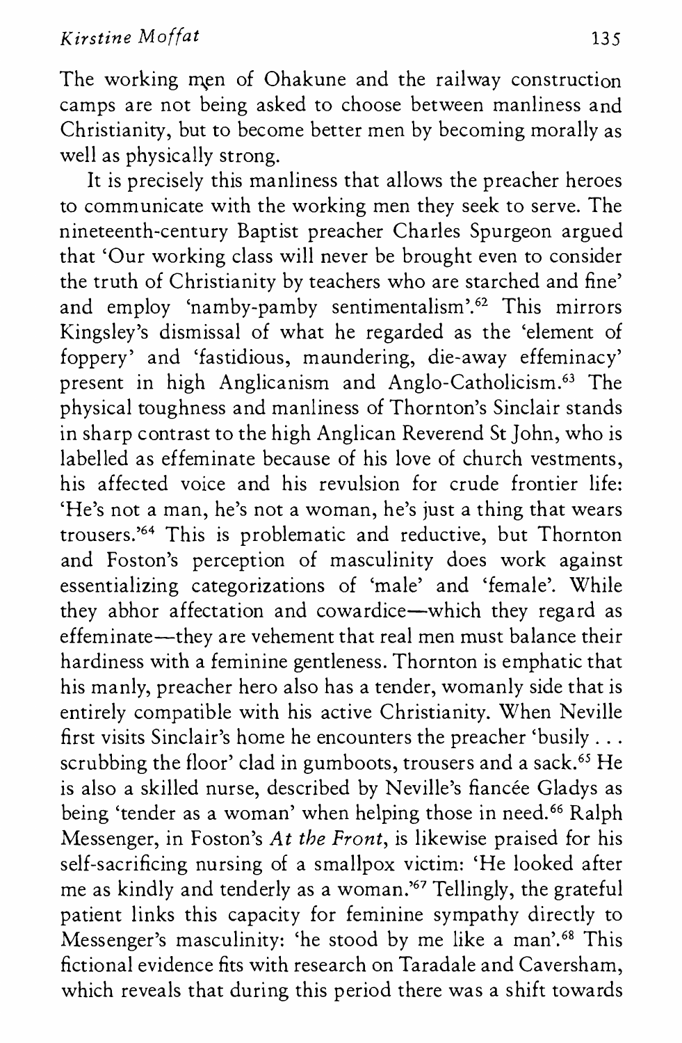The working men of Ohakune and the railway construction camps are not being asked to choose between manliness and Christianity, but to become better men by becoming morally as well as physically strong.

It is precisely this manliness that allows the preacher heroes to communicate with the working men they seek to serve. The nineteenth-century Baptist preacher Charles Spurgeon argued that 'Our working class will never be brought even to consider the truth of Christianity by teachers who are starched and fine' and employ 'namby-pamby sentimentalism'.[62] This mirrors Kingsley's dismissal of what he regarded as the 'element of foppery' and 'fastidious, maundering, die-away effeminacy' present in high Anglicanism and Anglo-Catholicism.[63] The physical toughness and manliness of Thornton's Sinclair stands in sharp contrast to the high Anglican Reverend St John, who is labelled as effeminate because of his love of church vestments, his affected voice and his revulsion for crude frontier life: 'He's not a man, he's not a woman, he's just a thing that wears trousers.'[64] This is problematic and reductive, but Thornton and Foston's perception of masculinity does work against essentializing categorizations of 'male' and 'female'. While they abhor affectation and cowardice—which they regard as effeminate—they are vehement that real men must balance their hardiness with a feminine gentleness. Thornton is emphatic that his manly, preacher hero also has a tender, womanly side that is entirely compatible with his active Christianity. When Neville first visits Sinclair's home he encounters the preacher 'busily . . . scrubbing the floor' clad in gumboots, trousers and a sack.[65] He is also a skilled nurse, described by Neville's fiancée Gladys as being 'tender as a woman' when helping those in need.[66] Ralph Messenger, in Foston's *At the Front*, is likewise praised for his self-sacrificing nursing of a smallpox victim: 'He looked after me as kindly and tenderly as a woman.'[67] Tellingly, the grateful patient links this capacity for feminine sympathy directly to Messenger's masculinity: 'he stood by me like a man'.[68] This fictional evidence fits with research on Taradale and Caversham, which reveals that during this period there was a shift towards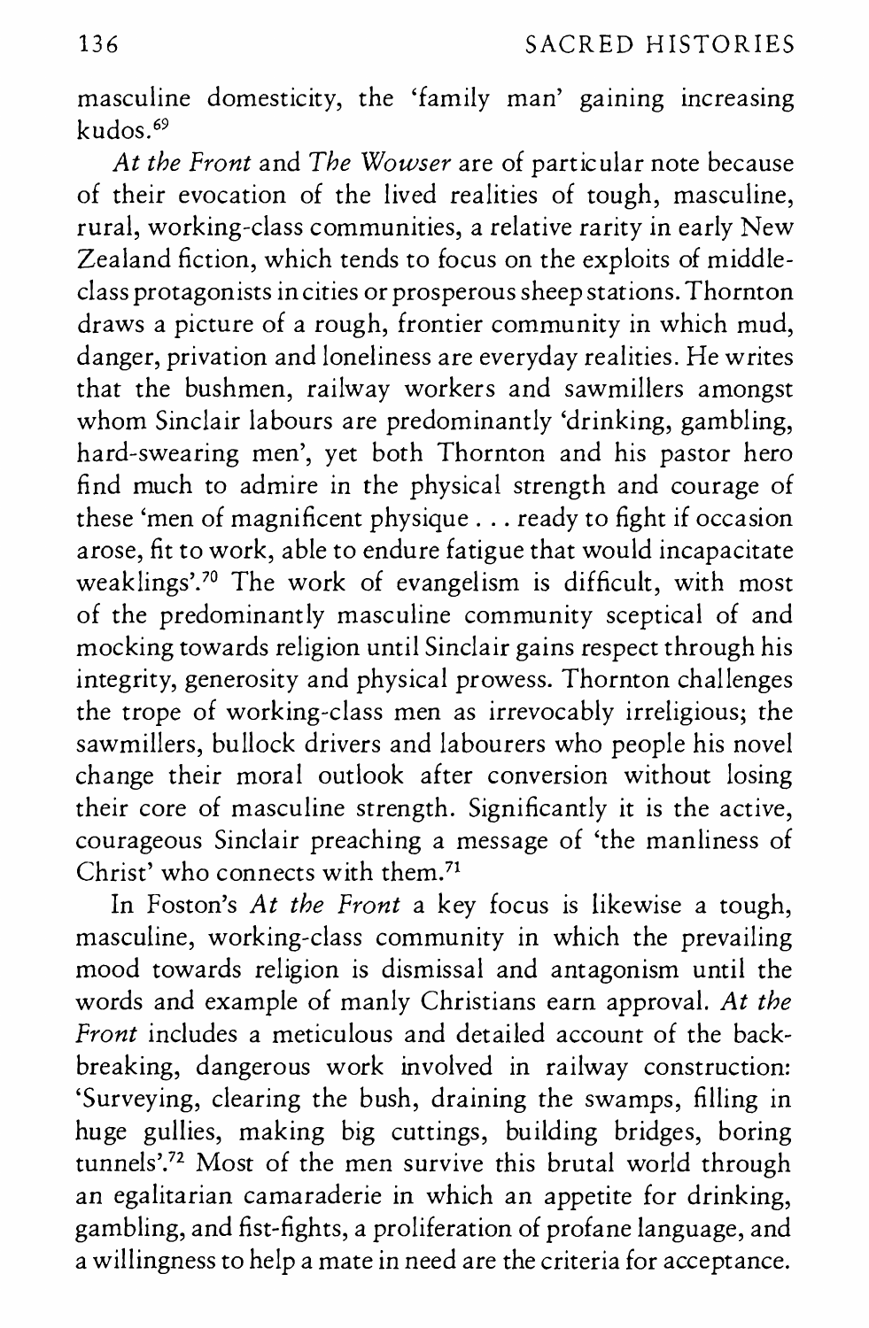masculine domesticity, the 'family man' gaining increasing kudos.[69]

*At the Front* and *The Wowser* are of particular note because of their evocation of the lived realities of tough, masculine, rural, working-class communities, a relative rarity in early New Zealand fiction, which tends to focus on the exploits of middle-class protagonists in cities or prosperous sheep stations. Thornton draws a picture of a rough, frontier community in which mud, danger, privation and loneliness are everyday realities. He writes that the bushmen, railway workers and sawmillers amongst whom Sinclair labours are predominantly 'drinking, gambling, hard-swearing men', yet both Thornton and his pastor hero find much to admire in the physical strength and courage of these 'men of magnificent physique . . . ready to fight if occasion arose, fit to work, able to endure fatigue that would incapacitate weaklings'.[70] The work of evangelism is difficult, with most of the predominantly masculine community sceptical of and mocking towards religion until Sinclair gains respect through his integrity, generosity and physical prowess. Thornton challenges the trope of working-class men as irrevocably irreligious; the sawmillers, bullock drivers and labourers who people his novel change their moral outlook after conversion without losing their core of masculine strength. Significantly it is the active, courageous Sinclair preaching a message of 'the manliness of Christ' who connects with them.[71]

In Foston's *At the Front* a key focus is likewise a tough, masculine, working-class community in which the prevailing mood towards religion is dismissal and antagonism until the words and example of manly Christians earn approval. *At the Front* includes a meticulous and detailed account of the back-breaking, dangerous work involved in railway construction: 'Surveying, clearing the bush, draining the swamps, filling in huge gullies, making big cuttings, building bridges, boring tunnels'.[72] Most of the men survive this brutal world through an egalitarian camaraderie in which an appetite for drinking, gambling, and fist-fights, a proliferation of profane language, and a willingness to help a mate in need are the criteria for acceptance.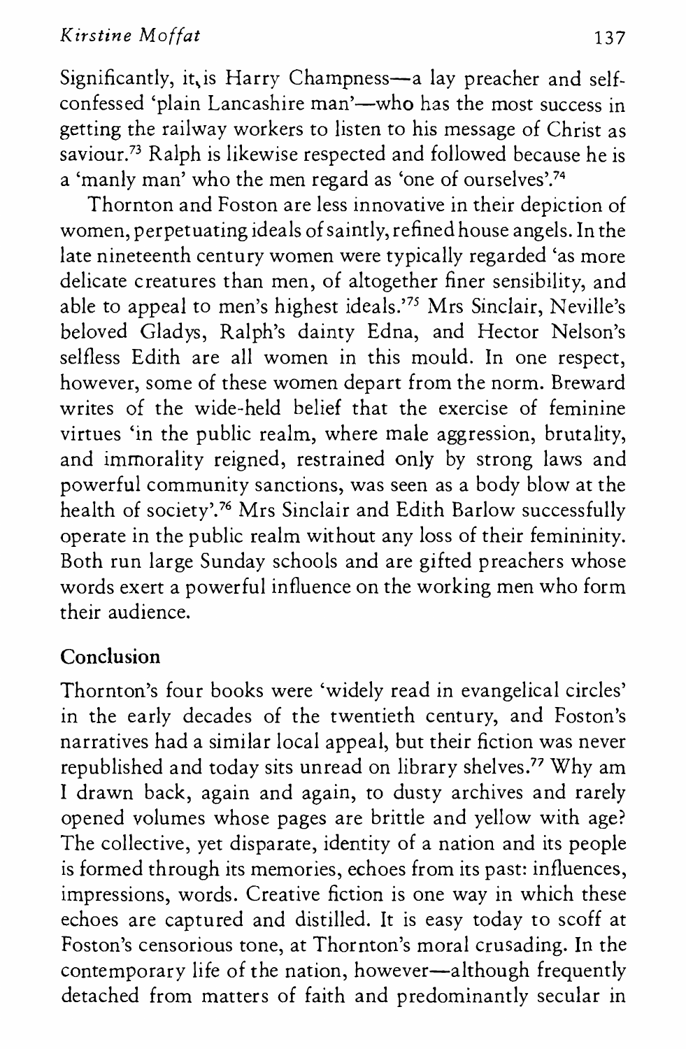Significantly, it is Harry Champness—a lay preacher and self-confessed 'plain Lancashire man'—who has the most success in getting the railway workers to listen to his message of Christ as saviour.[73] Ralph is likewise respected and followed because he is a 'manly man' who the men regard as 'one of ourselves'.[74]

Thornton and Foston are less innovative in their depiction of women, perpetuating ideals of saintly, refined house angels. In the late nineteenth century women were typically regarded 'as more delicate creatures than men, of altogether finer sensibility, and able to appeal to men's highest ideals.'[75] Mrs Sinclair, Neville's beloved Gladys, Ralph's dainty Edna, and Hector Nelson's selfless Edith are all women in this mould. In one respect, however, some of these women depart from the norm. Breward writes of the wide-held belief that the exercise of feminine virtues 'in the public realm, where male aggression, brutality, and immorality reigned, restrained only by strong laws and powerful community sanctions, was seen as a body blow at the health of society'.[76] Mrs Sinclair and Edith Barlow successfully operate in the public realm without any loss of their femininity. Both run large Sunday schools and are gifted preachers whose words exert a powerful influence on the working men who form their audience.

## Conclusion

Thornton's four books were 'widely read in evangelical circles' in the early decades of the twentieth century, and Foston's narratives had a similar local appeal, but their fiction was never republished and today sits unread on library shelves.[77] Why am I drawn back, again and again, to dusty archives and rarely opened volumes whose pages are brittle and yellow with age? The collective, yet disparate, identity of a nation and its people is formed through its memories, echoes from its past: influences, impressions, words. Creative fiction is one way in which these echoes are captured and distilled. It is easy today to scoff at Foston's censorious tone, at Thornton's moral crusading. In the contemporary life of the nation, however—although frequently detached from matters of faith and predominantly secular in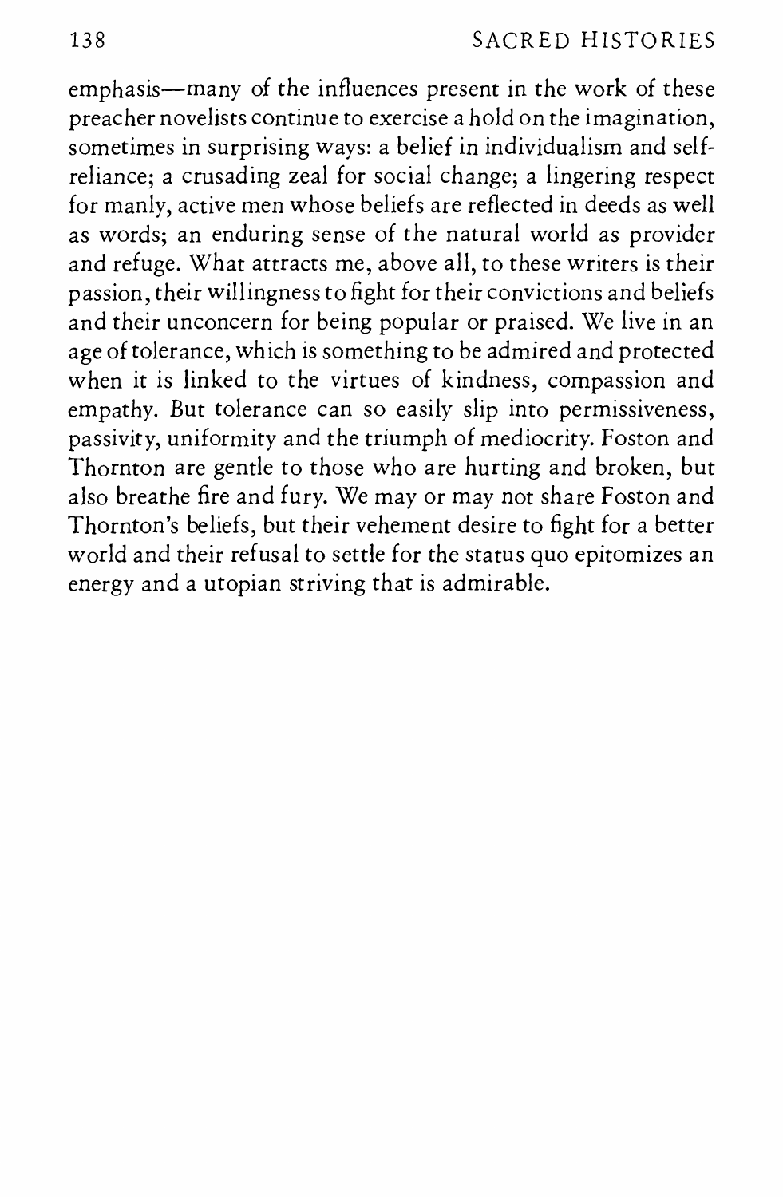emphasis—many of the influences present in the work of these preacher novelists continue to exercise a hold on the imagination, sometimes in surprising ways: a belief in individualism and self-reliance; a crusading zeal for social change; a lingering respect for manly, active men whose beliefs are reflected in deeds as well as words; an enduring sense of the natural world as provider and refuge. What attracts me, above all, to these writers is their passion, their willingness to fight for their convictions and beliefs and their unconcern for being popular or praised. We live in an age of tolerance, which is something to be admired and protected when it is linked to the virtues of kindness, compassion and empathy. But tolerance can so easily slip into permissiveness, passivity, uniformity and the triumph of mediocrity. Foston and Thornton are gentle to those who are hurting and broken, but also breathe fire and fury. We may or may not share Foston and Thornton's beliefs, but their vehement desire to fight for a better world and their refusal to settle for the status quo epitomizes an energy and a utopian striving that is admirable.